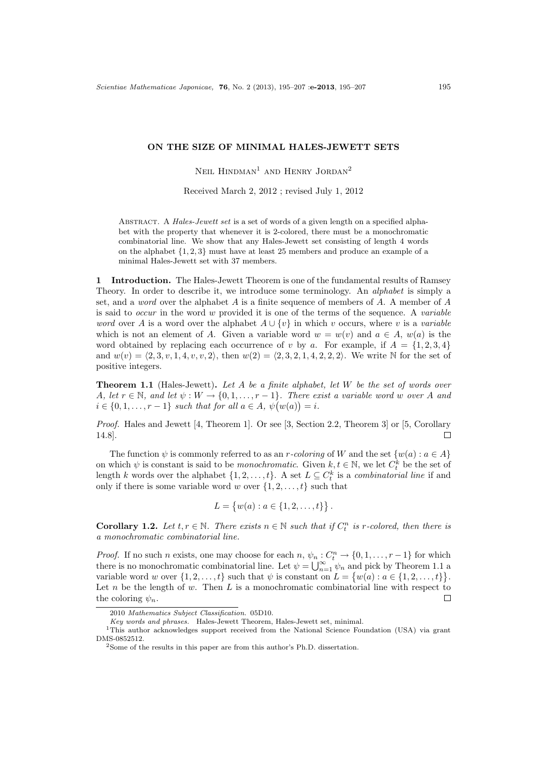# ON THE SIZE OF MINIMAL HALES-JEWETT SETS

Neil Hindman[1] and Henry Jordan[2]

Received March 2, 2012 ; revised July 1, 2012

Abstract. A *Hales-Jewett set* is a set of words of a given length on a specified alphabet with the property that whenever it is 2-colored, there must be a monochromatic combinatorial line. We show that any Hales-Jewett set consisting of length 4 words on the alphabet $\{1,2,3\}$ must have at least 25 members and produce an example of a minimal Hales-Jewett set with 37 members.

**1 Introduction.** The Hales-Jewett Theorem is one of the fundamental results of Ramsey Theory. In order to describe it, we introduce some terminology. An *alphabet* is simply a set, and a *word* over the alphabet $A$ is a finite sequence of members of $A$. A member of $A$ is said to *occur* in the word $w$ provided it is one of the terms of the sequence. A *variable word* over $A$ is a word over the alphabet $A \cup \{v\}$ in which $v$ occurs, where $v$ is a *variable* which is not an element of $A$. Given a variable word $w = w(v)$ and $a \in A$, $w(a)$ is the word obtained by replacing each occurrence of $v$ by $a$. For example, if $A = \{1,2,3,4\}$ and $w(v) = \langle 2,3,v,1,4,v,v,2\rangle$, then $w(2) = \langle 2,3,2,1,4,2,2,2\rangle$. We write $\mathbb{N}$ for the set of positive integers.

**Theorem 1.1** (Hales-Jewett)**.** *Let $A$ be a finite alphabet, let $W$ be the set of words over $A$, let $r \in \mathbb{N}$, and let $\psi : W \to \{0,1,\ldots,r-1\}$. There exist a variable word $w$ over $A$ and $i \in \{0,1,\ldots,r-1\}$ such that for all $a \in A$, $\psi\big(w(a)\big) = i$.*

*Proof.* Hales and Jewett [4, Theorem 1]. Or see [3, Section 2.2, Theorem 3] or [5, Corollary 14.8]. □

The function $\psi$ is commonly referred to as an *$r$-coloring* of $W$ and the set $\{w(a) : a \in A\}$ on which $\psi$ is constant is said to be *monochromatic*. Given $k, t \in \mathbb{N}$, we let $C_t^k$ be the set of length $k$ words over the alphabet $\{1,2,\ldots,t\}$. A set $L \subseteq C_t^k$ is a *combinatorial line* if and only if there is some variable word $w$ over $\{1,2,\ldots,t\}$ such that

$$L = \big\{w(a) : a \in \{1,2,\ldots,t\}\big\}.$$

**Corollary 1.2.** *Let $t, r \in \mathbb{N}$. There exists $n \in \mathbb{N}$ such that if $C_t^n$ is $r$-colored, then there is a monochromatic combinatorial line.*

*Proof.* If no such $n$ exists, one may choose for each $n$, $\psi_n : C_t^n \to \{0,1,\ldots,r-1\}$ for which there is no monochromatic combinatorial line. Let $\psi = \bigcup_{n=1}^{\infty} \psi_n$ and pick by Theorem 1.1 a variable word $w$ over $\{1,2,\ldots,t\}$ such that $\psi$ is constant on $L = \big\{w(a) : a \in \{1,2,\ldots,t\}\big\}$. Let $n$ be the length of $w$. Then $L$ is a monochromatic combinatorial line with respect to the coloring $\psi_n$. □

2010 *Mathematics Subject Classification.* 05D10.

*Key words and phrases.* Hales-Jewett Theorem, Hales-Jewett set, minimal.

[1]This author acknowledges support received from the National Science Foundation (USA) via grant DMS-0852512.

[2]Some of the results in this paper are from this author's Ph.D. dissertation.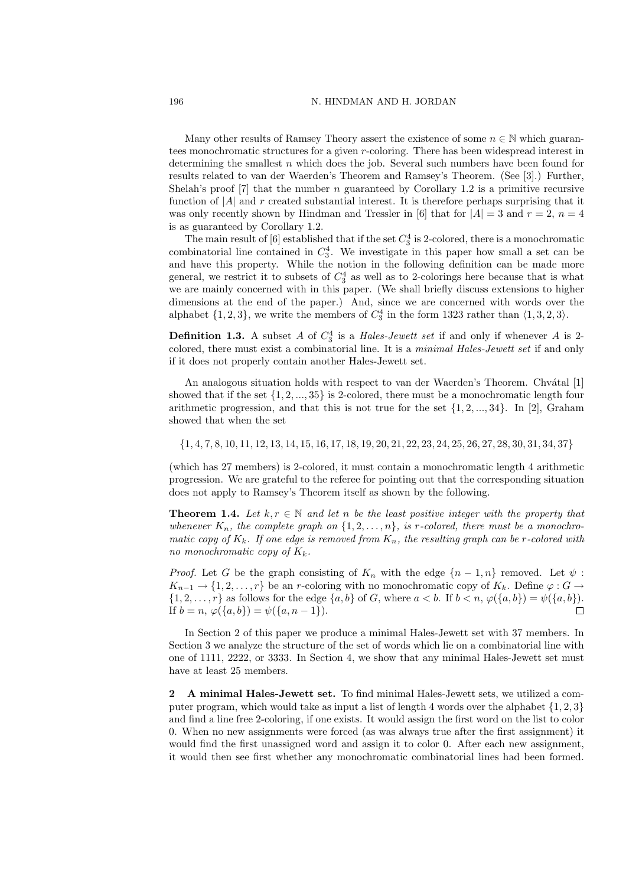Many other results of Ramsey Theory assert the existence of some $n \in \mathbb{N}$ which guarantees monochromatic structures for a given $r$-coloring. There has been widespread interest in determining the smallest $n$ which does the job. Several such numbers have been found for results related to van der Waerden's Theorem and Ramsey's Theorem. (See [3].) Further, Shelah's proof [7] that the number $n$ guaranteed by Corollary 1.2 is a primitive recursive function of $|A|$ and $r$ created substantial interest. It is therefore perhaps surprising that it was only recently shown by Hindman and Tressler in [6] that for $|A| = 3$ and $r = 2$, $n = 4$ is as guaranteed by Corollary 1.2.

The main result of [6] established that if the set $C_3^4$ is 2-colored, there is a monochromatic combinatorial line contained in $C_3^4$. We investigate in this paper how small a set can be and have this property. While the notion in the following definition can be made more general, we restrict it to subsets of $C_3^4$ as well as to 2-colorings here because that is what we are mainly concerned with in this paper. (We shall briefly discuss extensions to higher dimensions at the end of the paper.) And, since we are concerned with words over the alphabet $\{1, 2, 3\}$, we write the members of $C_3^4$ in the form 1323 rather than $\langle 1, 3, 2, 3\rangle$.

**Definition 1.3.** A subset $A$ of $C_3^4$ is a *Hales-Jewett set* if and only if whenever $A$ is 2-colored, there must exist a combinatorial line. It is a *minimal Hales-Jewett set* if and only if it does not properly contain another Hales-Jewett set.

An analogous situation holds with respect to van der Waerden's Theorem. Chvátal [1] showed that if the set $\{1, 2, ..., 35\}$ is 2-colored, there must be a monochromatic length four arithmetic progression, and that this is not true for the set $\{1, 2, ..., 34\}$. In [2], Graham showed that when the set

$$\{1, 4, 7, 8, 10, 11, 12, 13, 14, 15, 16, 17, 18, 19, 20, 21, 22, 23, 24, 25, 26, 27, 28, 30, 31, 34, 37\}$$

(which has 27 members) is 2-colored, it must contain a monochromatic length 4 arithmetic progression. We are grateful to the referee for pointing out that the corresponding situation does not apply to Ramsey's Theorem itself as shown by the following.

**Theorem 1.4.** *Let $k, r \in \mathbb{N}$ and let $n$ be the least positive integer with the property that whenever $K_n$, the complete graph on $\{1, 2, \ldots, n\}$, is $r$-colored, there must be a monochromatic copy of $K_k$. If one edge is removed from $K_n$, the resulting graph can be $r$-colored with no monochromatic copy of $K_k$.*

*Proof.* Let $G$ be the graph consisting of $K_n$ with the edge $\{n-1, n\}$ removed. Let $\psi : K_{n-1} \to \{1, 2, \ldots, r\}$ be an $r$-coloring with no monochromatic copy of $K_k$. Define $\varphi : G \to \{1, 2, \ldots, r\}$ as follows for the edge $\{a, b\}$ of $G$, where $a < b$. If $b < n$, $\varphi(\{a, b\}) = \psi(\{a, b\})$. If $b = n$, $\varphi(\{a, b\}) = \psi(\{a, n-1\})$. $\square$

In Section 2 of this paper we produce a minimal Hales-Jewett set with 37 members. In Section 3 we analyze the structure of the set of words which lie on a combinatorial line with one of 1111, 2222, or 3333. In Section 4, we show that any minimal Hales-Jewett set must have at least 25 members.

## 2 A minimal Hales-Jewett set.

To find minimal Hales-Jewett sets, we utilized a computer program, which would take as input a list of length 4 words over the alphabet $\{1, 2, 3\}$ and find a line free 2-coloring, if one exists. It would assign the first word on the list to color 0. When no new assignments were forced (as was always true after the first assignment) it would find the first unassigned word and assign it to color 0. After each new assignment, it would then see first whether any monochromatic combinatorial lines had been formed.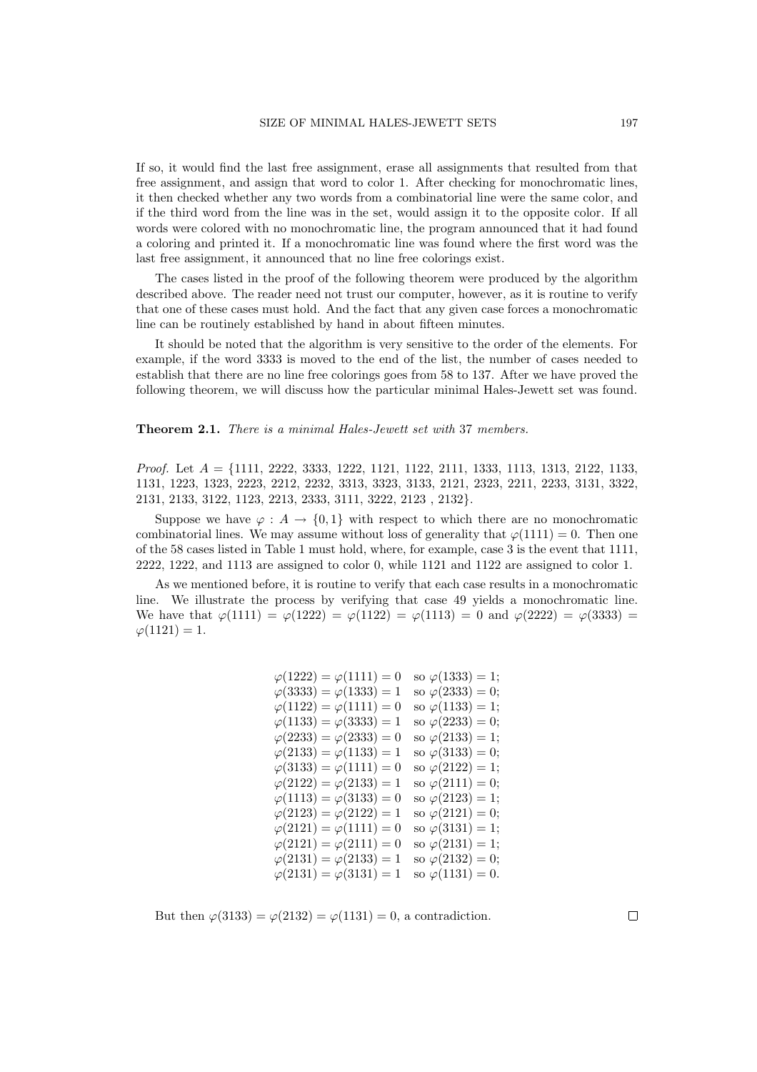If so, it would find the last free assignment, erase all assignments that resulted from that free assignment, and assign that word to color 1. After checking for monochromatic lines, it then checked whether any two words from a combinatorial line were the same color, and if the third word from the line was in the set, would assign it to the opposite color. If all words were colored with no monochromatic line, the program announced that it had found a coloring and printed it. If a monochromatic line was found where the first word was the last free assignment, it announced that no line free colorings exist.

The cases listed in the proof of the following theorem were produced by the algorithm described above. The reader need not trust our computer, however, as it is routine to verify that one of these cases must hold. And the fact that any given case forces a monochromatic line can be routinely established by hand in about fifteen minutes.

It should be noted that the algorithm is very sensitive to the order of the elements. For example, if the word 3333 is moved to the end of the list, the number of cases needed to establish that there are no line free colorings goes from 58 to 137. After we have proved the following theorem, we will discuss how the particular minimal Hales-Jewett set was found.

**Theorem 2.1.** *There is a minimal Hales-Jewett set with* 37 *members.*

*Proof.* Let $A = \{1111,\ 2222,\ 3333,\ 1222,\ 1121,\ 1122,\ 2111,\ 1333,\ 1113,\ 1313,\ 2122,\ 1133,\ 1131,\ 1223,\ 1323,\ 2223,\ 2212,\ 2232,\ 3313,\ 3323,\ 3133,\ 2121,\ 2323,\ 2211,\ 2233,\ 3131,\ 3322,\ 2131,\ 2133,\ 3122,\ 1123,\ 2213,\ 2333,\ 3111,\ 3222,\ 2123\ ,\ 2132\}$.

Suppose we have $\varphi : A \to \{0, 1\}$ with respect to which there are no monochromatic combinatorial lines. We may assume without loss of generality that $\varphi(1111) = 0$. Then one of the 58 cases listed in Table 1 must hold, where, for example, case 3 is the event that 1111, 2222, 1222, and 1113 are assigned to color 0, while 1121 and 1122 are assigned to color 1.

As we mentioned before, it is routine to verify that each case results in a monochromatic line. We illustrate the process by verifying that case 49 yields a monochromatic line. We have that $\varphi(1111) = \varphi(1222) = \varphi(1122) = \varphi(1113) = 0$ and $\varphi(2222) = \varphi(3333) = \varphi(1121) = 1$.

$$
\begin{array}{ll}
\varphi(1222) = \varphi(1111) = 0 & \text{so } \varphi(1333) = 1; \\
\varphi(3333) = \varphi(1333) = 1 & \text{so } \varphi(2333) = 0; \\
\varphi(1122) = \varphi(1111) = 0 & \text{so } \varphi(1133) = 1; \\
\varphi(1133) = \varphi(3333) = 1 & \text{so } \varphi(2233) = 0; \\
\varphi(2233) = \varphi(2333) = 0 & \text{so } \varphi(2133) = 1; \\
\varphi(2133) = \varphi(1133) = 1 & \text{so } \varphi(3133) = 0; \\
\varphi(3133) = \varphi(1111) = 0 & \text{so } \varphi(2122) = 1; \\
\varphi(2122) = \varphi(2133) = 1 & \text{so } \varphi(2111) = 0; \\
\varphi(1113) = \varphi(3133) = 0 & \text{so } \varphi(2123) = 1; \\
\varphi(2123) = \varphi(2122) = 1 & \text{so } \varphi(2121) = 0; \\
\varphi(2121) = \varphi(1111) = 0 & \text{so } \varphi(3131) = 1; \\
\varphi(2121) = \varphi(2111) = 0 & \text{so } \varphi(2131) = 1; \\
\varphi(2131) = \varphi(2133) = 1 & \text{so } \varphi(2132) = 0; \\
\varphi(2131) = \varphi(3131) = 1 & \text{so } \varphi(1131) = 0.
\end{array}
$$

But then $\varphi(3133) = \varphi(2132) = \varphi(1131) = 0$, a contradiction. $\square$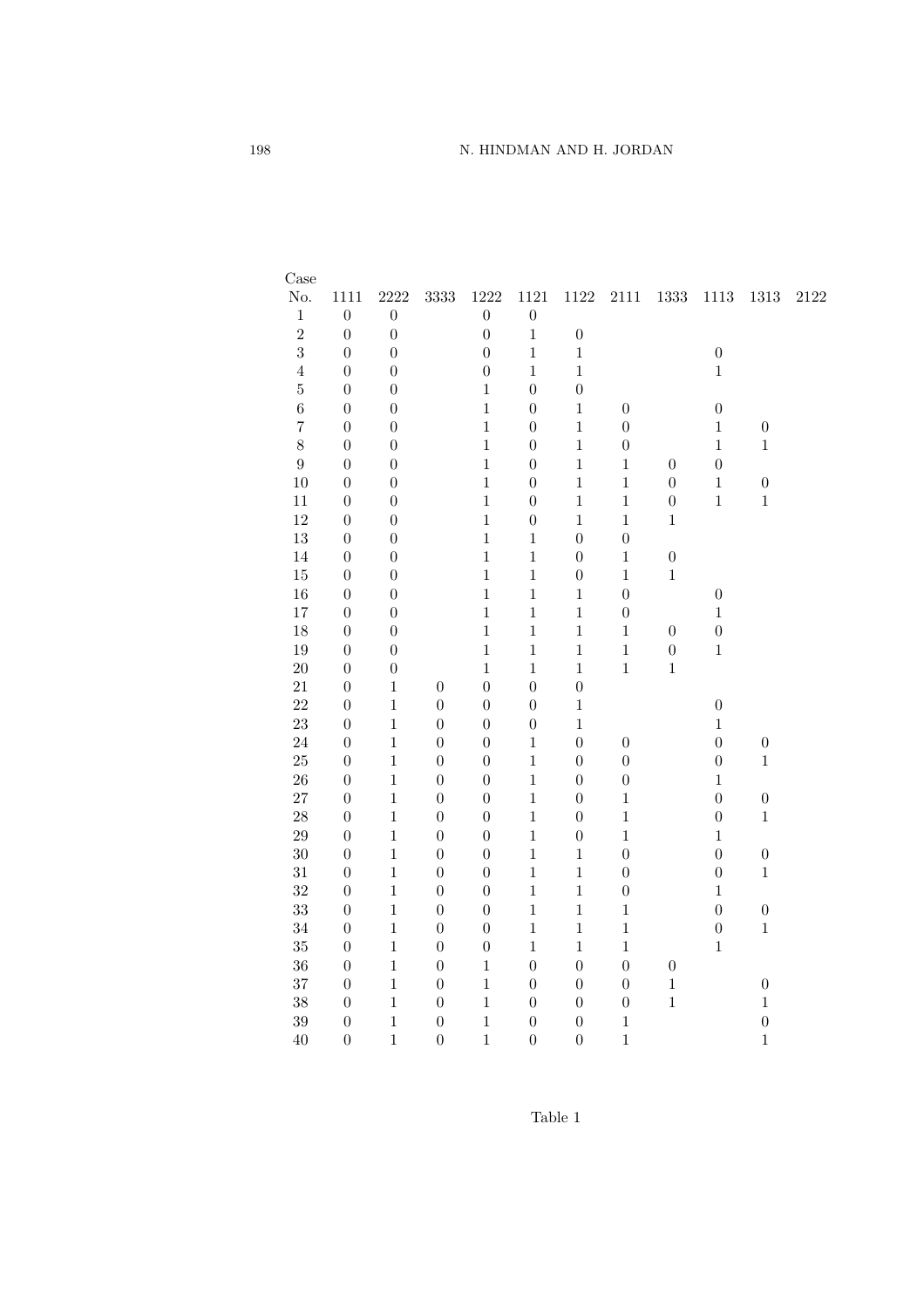| Case No. | 1111 | 2222 | 3333 | 1222 | 1121 | 1122 | 2111 | 1333 | 1113 | 1313 | 2122 |
|---|---|---|---|---|---|---|---|---|---|---|---|
| 1 | 0 | 0 | | 0 | 0 | | | | | | |
| 2 | 0 | 0 | | 0 | 1 | 0 | | | | | |
| 3 | 0 | 0 | | 0 | 1 | 1 | | | 0 | | |
| 4 | 0 | 0 | | 0 | 1 | 1 | | | 1 | | |
| 5 | 0 | 0 | | 1 | 0 | 0 | | | | | |
| 6 | 0 | 0 | | 1 | 0 | 1 | 0 | | 0 | | |
| 7 | 0 | 0 | | 1 | 0 | 1 | 0 | | 1 | 0 | |
| 8 | 0 | 0 | | 1 | 0 | 1 | 0 | | 1 | 1 | |
| 9 | 0 | 0 | | 1 | 0 | 1 | 1 | 0 | 0 | | |
| 10 | 0 | 0 | | 1 | 0 | 1 | 1 | 0 | 1 | 0 | |
| 11 | 0 | 0 | | 1 | 0 | 1 | 1 | 0 | 1 | 1 | |
| 12 | 0 | 0 | | 1 | 0 | 1 | 1 | 1 | | | |
| 13 | 0 | 0 | | 1 | 1 | 0 | 0 | | | | |
| 14 | 0 | 0 | | 1 | 1 | 0 | 1 | 0 | | | |
| 15 | 0 | 0 | | 1 | 1 | 0 | 1 | 1 | | | |
| 16 | 0 | 0 | | 1 | 1 | 1 | 0 | | 0 | | |
| 17 | 0 | 0 | | 1 | 1 | 1 | 0 | | 1 | | |
| 18 | 0 | 0 | | 1 | 1 | 1 | 1 | 0 | 0 | | |
| 19 | 0 | 0 | | 1 | 1 | 1 | 1 | 0 | 1 | | |
| 20 | 0 | 0 | | 1 | 1 | 1 | 1 | 1 | | | |
| 21 | 0 | 1 | 0 | 0 | 0 | 0 | | | | | |
| 22 | 0 | 1 | 0 | 0 | 0 | 1 | | | 0 | | |
| 23 | 0 | 1 | 0 | 0 | 0 | 1 | | | 1 | | |
| 24 | 0 | 1 | 0 | 0 | 1 | 0 | 0 | | 0 | 0 | |
| 25 | 0 | 1 | 0 | 0 | 1 | 0 | 0 | | 0 | 1 | |
| 26 | 0 | 1 | 0 | 0 | 1 | 0 | 0 | | 1 | | |
| 27 | 0 | 1 | 0 | 0 | 1 | 0 | 1 | | 0 | 0 | |
| 28 | 0 | 1 | 0 | 0 | 1 | 0 | 1 | | 0 | 1 | |
| 29 | 0 | 1 | 0 | 0 | 1 | 0 | 1 | | 1 | | |
| 30 | 0 | 1 | 0 | 0 | 1 | 1 | 0 | | 0 | 0 | |
| 31 | 0 | 1 | 0 | 0 | 1 | 1 | 0 | | 0 | 1 | |
| 32 | 0 | 1 | 0 | 0 | 1 | 1 | 0 | | 1 | | |
| 33 | 0 | 1 | 0 | 0 | 1 | 1 | 1 | | 0 | 0 | |
| 34 | 0 | 1 | 0 | 0 | 1 | 1 | 1 | | 0 | 1 | |
| 35 | 0 | 1 | 0 | 0 | 1 | 1 | 1 | | 1 | | |
| 36 | 0 | 1 | 0 | 1 | 0 | 0 | 0 | 0 | | | |
| 37 | 0 | 1 | 0 | 1 | 0 | 0 | 0 | 1 | | 0 | |
| 38 | 0 | 1 | 0 | 1 | 0 | 0 | 0 | 1 | | 1 | |
| 39 | 0 | 1 | 0 | 1 | 0 | 0 | 1 | | | 0 | |
| 40 | 0 | 1 | 0 | 1 | 0 | 0 | 1 | | | 1 | |

Table 1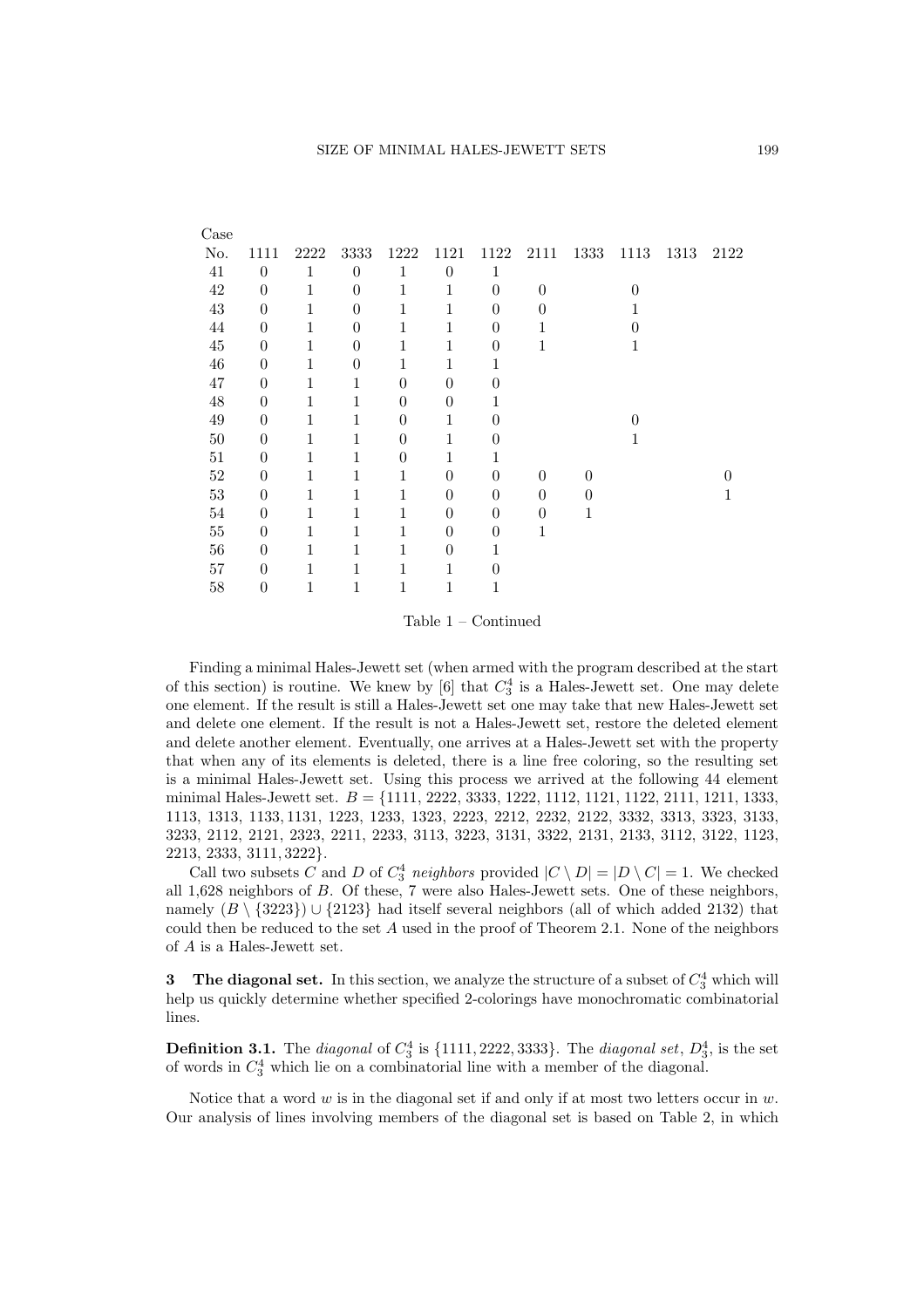| Case No. | 1111 | 2222 | 3333 | 1222 | 1121 | 1122 | 2111 | 1333 | 1113 | 1313 | 2122 |
|---|---|---|---|---|---|---|---|---|---|---|---|
| 41 | 0 | 1 | 0 | 1 | 0 | 1 | | | | | |
| 42 | 0 | 1 | 0 | 1 | 1 | 0 | 0 | | 0 | | |
| 43 | 0 | 1 | 0 | 1 | 1 | 0 | 0 | | 1 | | |
| 44 | 0 | 1 | 0 | 1 | 1 | 0 | 1 | | 0 | | |
| 45 | 0 | 1 | 0 | 1 | 1 | 0 | 1 | | 1 | | |
| 46 | 0 | 1 | 0 | 1 | 1 | 1 | | | | | |
| 47 | 0 | 1 | 1 | 0 | 0 | 0 | | | | | |
| 48 | 0 | 1 | 1 | 0 | 0 | 1 | | | | | |
| 49 | 0 | 1 | 1 | 0 | 1 | 0 | | | 0 | | |
| 50 | 0 | 1 | 1 | 0 | 1 | 0 | | | 1 | | |
| 51 | 0 | 1 | 1 | 0 | 1 | 1 | | | | | |
| 52 | 0 | 1 | 1 | 1 | 0 | 0 | 0 | 0 | | | 0 |
| 53 | 0 | 1 | 1 | 1 | 0 | 0 | 0 | 0 | | | 1 |
| 54 | 0 | 1 | 1 | 1 | 0 | 0 | 0 | 1 | | | |
| 55 | 0 | 1 | 1 | 1 | 0 | 0 | 1 | | | | |
| 56 | 0 | 1 | 1 | 1 | 0 | 1 | | | | | |
| 57 | 0 | 1 | 1 | 1 | 1 | 0 | | | | | |
| 58 | 0 | 1 | 1 | 1 | 1 | 1 | | | | | |

Table 1 – Continued

Finding a minimal Hales-Jewett set (when armed with the program described at the start of this section) is routine. We knew by [6] that $C_3^4$ is a Hales-Jewett set. One may delete one element. If the result is still a Hales-Jewett set one may take that new Hales-Jewett set and delete one element. If the result is not a Hales-Jewett set, restore the deleted element and delete another element. Eventually, one arrives at a Hales-Jewett set with the property that when any of its elements is deleted, there is a line free coloring, so the resulting set is a minimal Hales-Jewett set. Using this process we arrived at the following 44 element minimal Hales-Jewett set. $B = \{1111, 2222, 3333, 1222, 1112, 1121, 1122, 2111, 1211, 1333, 1113, 1313, 1133, 1131, 1223, 1233, 1323, 2223, 2212, 2232, 2122, 3332, 3313, 3323, 3133, 3233, 2112, 2121, 2323, 2211, 2233, 3113, 3223, 3131, 3322, 2131, 2133, 3112, 3122, 1123, 2213, 2333, 3111, 3222\}$.

Call two subsets $C$ and $D$ of $C_3^4$ *neighbors* provided $|C \setminus D| = |D \setminus C| = 1$. We checked all 1,628 neighbors of $B$. Of these, 7 were also Hales-Jewett sets. One of these neighbors, namely $(B \setminus \{3223\}) \cup \{2123\}$ had itself several neighbors (all of which added 2132) that could then be reduced to the set $A$ used in the proof of Theorem 2.1. None of the neighbors of $A$ is a Hales-Jewett set.

## 3 The diagonal set.

In this section, we analyze the structure of a subset of $C_3^4$ which will help us quickly determine whether specified 2-colorings have monochromatic combinatorial lines.

**Definition 3.1.** The *diagonal* of $C_3^4$ is $\{1111, 2222, 3333\}$. The *diagonal set*, $D_3^4$, is the set of words in $C_3^4$ which lie on a combinatorial line with a member of the diagonal.

Notice that a word $w$ is in the diagonal set if and only if at most two letters occur in $w$. Our analysis of lines involving members of the diagonal set is based on Table 2, in which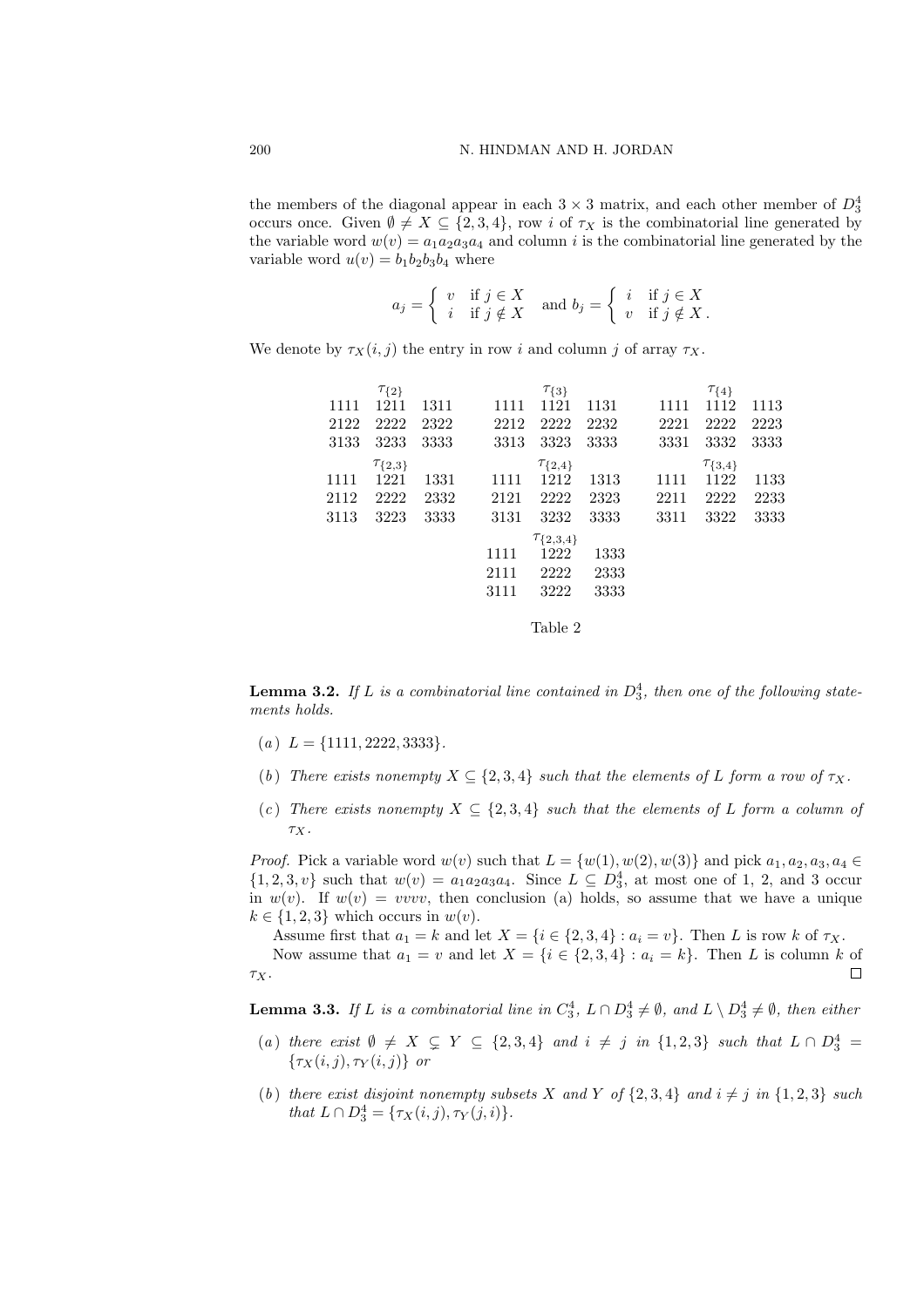the members of the diagonal appear in each $3 \times 3$ matrix, and each other member of $D_3^4$ occurs once. Given $\emptyset \neq X \subseteq \{2,3,4\}$, row $i$ of $\tau_X$ is the combinatorial line generated by the variable word $w(v) = a_1a_2a_3a_4$ and column $i$ is the combinatorial line generated by the variable word $u(v) = b_1b_2b_3b_4$ where

$$a_j = \begin{cases} v & \text{if } j \in X \\ i & \text{if } j \notin X \end{cases} \quad \text{and } b_j = \begin{cases} i & \text{if } j \in X \\ v & \text{if } j \notin X \end{cases}.$$

We denote by $\tau_X(i,j)$ the entry in row $i$ and column $j$ of array $\tau_X$.

$\tau_{\{2\}}$

| | | |
|---|---|---|
| 1111 | 1211 | 1311 |
| 2122 | 2222 | 2322 |
| 3133 | 3233 | 3333 |

$\tau_{\{3\}}$

| | | |
|---|---|---|
| 1111 | 1121 | 1131 |
| 2212 | 2222 | 2232 |
| 3313 | 3323 | 3333 |

$\tau_{\{4\}}$

| | | |
|---|---|---|
| 1111 | 1112 | 1113 |
| 2221 | 2222 | 2223 |
| 3331 | 3332 | 3333 |

$\tau_{\{2,3\}}$

| | | |
|---|---|---|
| 1111 | 1221 | 1331 |
| 2112 | 2222 | 2332 |
| 3113 | 3223 | 3333 |

$\tau_{\{2,4\}}$

| | | |
|---|---|---|
| 1111 | 1212 | 1313 |
| 2121 | 2222 | 2323 |
| 3131 | 3232 | 3333 |

$\tau_{\{3,4\}}$

| | | |
|---|---|---|
| 1111 | 1122 | 1133 |
| 2211 | 2222 | 2233 |
| 3311 | 3322 | 3333 |

$\tau_{\{2,3,4\}}$

| | | |
|---|---|---|
| 1111 | 1222 | 1333 |
| 2111 | 2222 | 2333 |
| 3111 | 3222 | 3333 |

Table 2

**Lemma 3.2.** *If $L$ is a combinatorial line contained in $D_3^4$, then one of the following statements holds.*

(*a*) $L = \{1111, 2222, 3333\}$.

(*b*) *There exists nonempty $X \subseteq \{2,3,4\}$ such that the elements of $L$ form a row of $\tau_X$.*

(*c*) *There exists nonempty $X \subseteq \{2,3,4\}$ such that the elements of $L$ form a column of $\tau_X$.*

*Proof.* Pick a variable word $w(v)$ such that $L = \{w(1), w(2), w(3)\}$ and pick $a_1, a_2, a_3, a_4 \in \{1,2,3,v\}$ such that $w(v) = a_1a_2a_3a_4$. Since $L \subseteq D_3^4$, at most one of 1, 2, and 3 occur in $w(v)$. If $w(v) = vvvv$, then conclusion (a) holds, so assume that we have a unique $k \in \{1,2,3\}$ which occurs in $w(v)$.

Assume first that $a_1 = k$ and let $X = \{i \in \{2,3,4\} : a_i = v\}$. Then $L$ is row $k$ of $\tau_X$.

Now assume that $a_1 = v$ and let $X = \{i \in \{2,3,4\} : a_i = k\}$. Then $L$ is column $k$ of $\tau_X$. $\square$

**Lemma 3.3.** *If $L$ is a combinatorial line in $C_3^4$, $L \cap D_3^4 \neq \emptyset$, and $L \setminus D_3^4 \neq \emptyset$, then either*

(*a*) *there exist $\emptyset \neq X \subsetneq Y \subseteq \{2,3,4\}$ and $i \neq j$ in $\{1,2,3\}$ such that $L \cap D_3^4 = \{\tau_X(i,j), \tau_Y(i,j)\}$ or*

(*b*) *there exist disjoint nonempty subsets $X$ and $Y$ of $\{2,3,4\}$ and $i \neq j$ in $\{1,2,3\}$ such that $L \cap D_3^4 = \{\tau_X(i,j), \tau_Y(j,i)\}$.*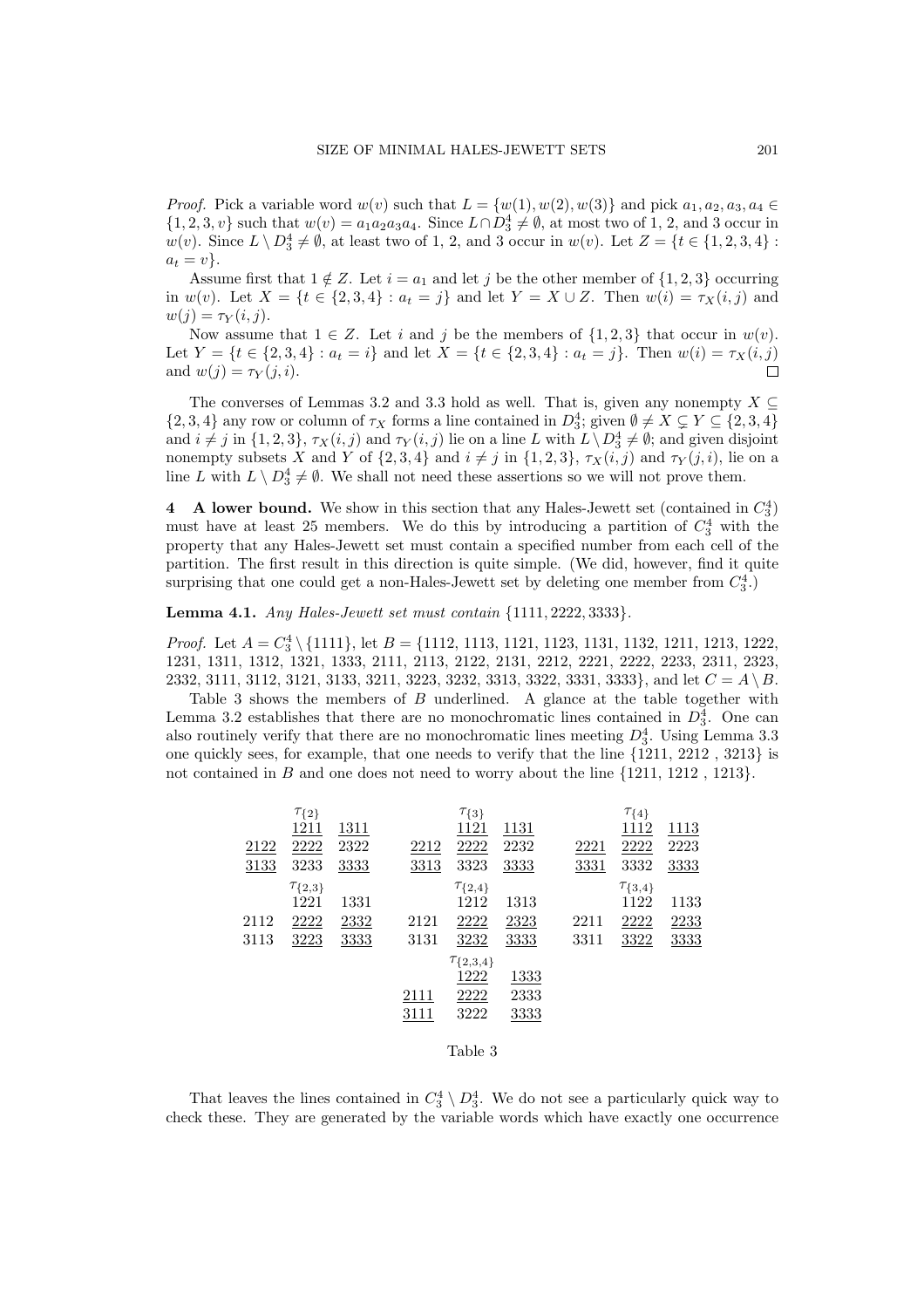*Proof.* Pick a variable word $w(v)$ such that $L = \{w(1), w(2), w(3)\}$ and pick $a_1, a_2, a_3, a_4 \in \{1, 2, 3, v\}$ such that $w(v) = a_1a_2a_3a_4$. Since $L \cap D_3^4 \neq \emptyset$, at most two of 1, 2, and 3 occur in $w(v)$. Since $L \setminus D_3^4 \neq \emptyset$, at least two of 1, 2, and 3 occur in $w(v)$. Let $Z = \{t \in \{1, 2, 3, 4\} : a_t = v\}$.

Assume first that $1 \notin Z$. Let $i = a_1$ and let $j$ be the other member of $\{1, 2, 3\}$ occurring in $w(v)$. Let $X = \{t \in \{2, 3, 4\} : a_t = j\}$ and let $Y = X \cup Z$. Then $w(i) = \tau_X(i, j)$ and $w(j) = \tau_Y(i, j)$.

Now assume that $1 \in Z$. Let $i$ and $j$ be the members of $\{1, 2, 3\}$ that occur in $w(v)$. Let $Y = \{t \in \{2, 3, 4\} : a_t = i\}$ and let $X = \{t \in \{2, 3, 4\} : a_t = j\}$. Then $w(i) = \tau_X(i, j)$ and $w(j) = \tau_Y(j, i)$. $\square$

The converses of Lemmas 3.2 and 3.3 hold as well. That is, given any nonempty $X \subseteq \{2, 3, 4\}$ any row or column of $\tau_X$ forms a line contained in $D_3^4$; given $\emptyset \neq X \subsetneq Y \subseteq \{2, 3, 4\}$ and $i \neq j$ in $\{1, 2, 3\}$, $\tau_X(i, j)$ and $\tau_Y(i, j)$ lie on a line $L$ with $L \setminus D_3^4 \neq \emptyset$; and given disjoint nonempty subsets $X$ and $Y$ of $\{2, 3, 4\}$ and $i \neq j$ in $\{1, 2, 3\}$, $\tau_X(i, j)$ and $\tau_Y(j, i)$, lie on a line $L$ with $L \setminus D_3^4 \neq \emptyset$. We shall not need these assertions so we will not prove them.

## 4 A lower bound.

We show in this section that any Hales-Jewett set (contained in $C_3^4$) must have at least 25 members. We do this by introducing a partition of $C_3^4$ with the property that any Hales-Jewett set must contain a specified number from each cell of the partition. The first result in this direction is quite simple. (We did, however, find it quite surprising that one could get a non-Hales-Jewett set by deleting one member from $C_3^4$.)

**Lemma 4.1.** *Any Hales-Jewett set must contain* $\{1111, 2222, 3333\}$.

*Proof.* Let $A = C_3^4 \setminus \{1111\}$, let $B = \{1112, 1113, 1121, 1123, 1131, 1132, 1211, 1213, 1222, 1231, 1311, 1312, 1321, 1333, 2111, 2113, 2122, 2131, 2212, 2221, 2222, 2233, 2311, 2323, 2332, 3111, 3112, 3121, 3133, 3211, 3223, 3232, 3313, 3322, 3331, 3333\}$, and let $C = A \setminus B$.

Table 3 shows the members of $B$ underlined. A glance at the table together with Lemma 3.2 establishes that there are no monochromatic lines contained in $D_3^4$. One can also routinely verify that there are no monochromatic lines meeting $D_3^4$. Using Lemma 3.3 one quickly sees, for example, that one needs to verify that the line {1211, 2212 , 3213} is not contained in $B$ and one does not need to worry about the line {1211, 1212 , 1213}.

| | $\tau_{\{2\}}$ | | | | $\tau_{\{3\}}$ | | | | $\tau_{\{4\}}$ | |
|---|---|---|---|---|---|---|---|---|---|---|
| | <u>1211</u> | <u>1311</u> | | | <u>1121</u> | <u>1131</u> | | | <u>1112</u> | <u>1113</u> |
| <u>2122</u> | <u>2222</u> | 2322 | | <u>2212</u> | <u>2222</u> | 2232 | | <u>2221</u> | <u>2222</u> | 2223 |
| <u>3133</u> | 3233 | <u>3333</u> | | <u>3313</u> | 3323 | <u>3333</u> | | <u>3331</u> | 3332 | <u>3333</u> |
| | $\tau_{\{2,3\}}$ | | | | $\tau_{\{2,4\}}$ | | | | $\tau_{\{3,4\}}$ | |
| | 1221 | 1331 | | | 1212 | 1313 | | | 1122 | 1133 |
| 2112 | <u>2222</u> | <u>2332</u> | | 2121 | <u>2222</u> | <u>2323</u> | | 2211 | <u>2222</u> | <u>2233</u> |
| 3113 | <u>3223</u> | <u>3333</u> | | 3131 | <u>3232</u> | <u>3333</u> | | 3311 | <u>3322</u> | <u>3333</u> |
| | | | | | $\tau_{\{2,3,4\}}$ | | | | | |
| | | | | | <u>1222</u> | <u>1333</u> | | | | |
| | | | | <u>2111</u> | <u>2222</u> | 2333 | | | | |
| | | | | <u>3111</u> | 3222 | <u>3333</u> | | | | |

Table 3

That leaves the lines contained in $C_3^4 \setminus D_3^4$. We do not see a particularly quick way to check these. They are generated by the variable words which have exactly one occurrence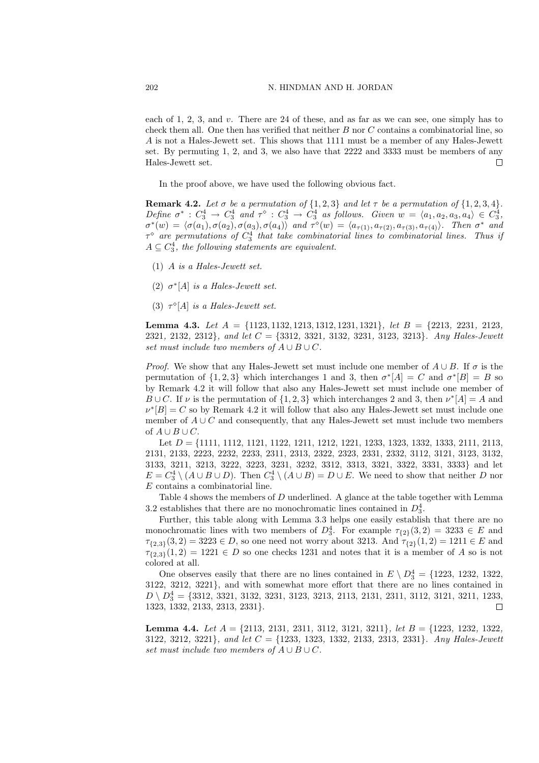each of 1, 2, 3, and $v$. There are 24 of these, and as far as we can see, one simply has to check them all. One then has verified that neither $B$ nor $C$ contains a combinatorial line, so $A$ is not a Hales-Jewett set. This shows that 1111 must be a member of any Hales-Jewett set. By permuting 1, 2, and 3, we also have that 2222 and 3333 must be members of any Hales-Jewett set. □

In the proof above, we have used the following obvious fact.

**Remark 4.2.** *Let $\sigma$ be a permutation of $\{1, 2, 3\}$ and let $\tau$ be a permutation of $\{1, 2, 3, 4\}$. Define $\sigma^* : C_3^4 \to C_3^4$ and $\tau^\diamond : C_3^4 \to C_3^4$ as follows. Given $w = \langle a_1, a_2, a_3, a_4 \rangle \in C_3^4$, $\sigma^*(w) = \langle \sigma(a_1), \sigma(a_2), \sigma(a_3), \sigma(a_4) \rangle$ and $\tau^\diamond(w) = \langle a_{\tau(1)}, a_{\tau(2)}, a_{\tau(3)}, a_{\tau(4)} \rangle$. Then $\sigma^*$ and $\tau^\diamond$ are permutations of $C_3^4$ that take combinatorial lines to combinatorial lines. Thus if $A \subseteq C_3^4$, the following statements are equivalent.*

1. *$A$ is a Hales-Jewett set.*
2. *$\sigma^*[A]$ is a Hales-Jewett set.*
3. *$\tau^\diamond[A]$ is a Hales-Jewett set.*

**Lemma 4.3.** *Let $A = \{1123, 1132, 1213, 1312, 1231, 1321\}$, let $B = \{2213,$ 2231, 2123, 2321, 2132, 2312$\}$, and let $C = \{3312,$ 3321, 3132, 3231, 3123, 3213$\}$. Any Hales-Jewett set must include two members of $A \cup B \cup C$.*

*Proof.* We show that any Hales-Jewett set must include one member of $A \cup B$. If $\sigma$ is the permutation of $\{1, 2, 3\}$ which interchanges 1 and 3, then $\sigma^*[A] = C$ and $\sigma^*[B] = B$ so by Remark 4.2 it will follow that also any Hales-Jewett set must include one member of $B \cup C$. If $\nu$ is the permutation of $\{1, 2, 3\}$ which interchanges 2 and 3, then $\nu^*[A] = A$ and $\nu^*[B] = C$ so by Remark 4.2 it will follow that also any Hales-Jewett set must include one member of $A \cup C$ and consequently, that any Hales-Jewett set must include two members of $A \cup B \cup C$.

Let $D = \{1111,$ 1112, 1121, 1122, 1211, 1212, 1221, 1233, 1323, 1332, 1333, 2111, 2113, 2131, 2133, 2223, 2232, 2233, 2311, 2313, 2322, 2323, 2331, 2332, 3112, 3121, 3123, 3132, 3133, 3211, 3213, 3222, 3223, 3231, 3232, 3312, 3313, 3321, 3322, 3331, 3333$\}$ and let $E = C_3^4 \setminus (A \cup B \cup D)$. Then $C_3^4 \setminus (A \cup B) = D \cup E$. We need to show that neither $D$ nor $E$ contains a combinatorial line.

Table 4 shows the members of $D$ underlined. A glance at the table together with Lemma 3.2 establishes that there are no monochromatic lines contained in $D_3^4$.

Further, this table along with Lemma 3.3 helps one easily establish that there are no monochromatic lines with two members of $D_3^4$. For example $\tau_{\{2\}}(3, 2) = 3233 \in E$ and $\tau_{\{2,3\}}(3, 2) = 3223 \in D$, so one need not worry about 3213. And $\tau_{\{2\}}(1, 2) = 1211 \in E$ and $\tau_{\{2,3\}}(1, 2) = 1221 \in D$ so one checks 1231 and notes that it is a member of $A$ so is not colored at all.

One observes easily that there are no lines contained in $E \setminus D_3^4 = \{1223,$ 1232, 1322, 3122, 3212, 3221$\}$, and with somewhat more effort that there are no lines contained in $D \setminus D_3^4 = \{3312,$ 3321, 3132, 3231, 3123, 3213, 2113, 2131, 2311, 3112, 3121, 3211, 1233, 1323, 1332, 2133, 2313, 2331$\}$. □

**Lemma 4.4.** *Let $A = \{2113,$ 2131, 2311, 3112, 3121, 3211$\}$, let $B = \{1223,$ 1232, 1322, 3122, 3212, 3221$\}$, and let $C = \{1233,$ 1323, 1332, 2133, 2313, 2331$\}$. Any Hales-Jewett set must include two members of $A \cup B \cup C$.*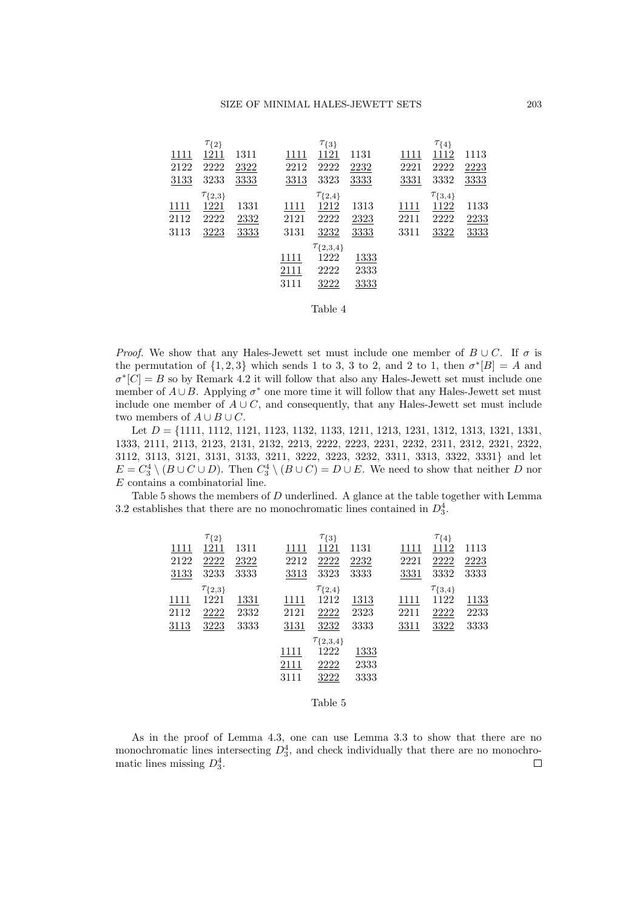| | $\tau_{\{2\}}$ | |
|---|---|---|
| $\underline{1111}$ | $\underline{1211}$ | 1311 |
| 2122 | 2222 | $\underline{2322}$ |
| $\underline{3133}$ | 3233 | $\underline{3333}$ |

| | $\tau_{\{3\}}$ | |
|---|---|---|
| $\underline{1111}$ | $\underline{1121}$ | 1131 |
| 2212 | 2222 | $\underline{2232}$ |
| $\underline{3313}$ | 3323 | $\underline{3333}$ |

| | $\tau_{\{4\}}$ | |
|---|---|---|
| $\underline{1111}$ | $\underline{1112}$ | 1113 |
| 2221 | 2222 | $\underline{2223}$ |
| $\underline{3331}$ | 3332 | $\underline{3333}$ |

| | $\tau_{\{2,3\}}$ | |
|---|---|---|
| $\underline{1111}$ | $\underline{1221}$ | 1331 |
| 2112 | 2222 | $\underline{2332}$ |
| 3113 | $\underline{3223}$ | $\underline{3333}$ |

| | $\tau_{\{2,4\}}$ | |
|---|---|---|
| $\underline{1111}$ | $\underline{1212}$ | 1313 |
| 2121 | 2222 | $\underline{2323}$ |
| 3131 | $\underline{3232}$ | $\underline{3333}$ |

| | $\tau_{\{3,4\}}$ | |
|---|---|---|
| $\underline{1111}$ | $\underline{1122}$ | 1133 |
| 2211 | 2222 | $\underline{2233}$ |
| 3311 | $\underline{3322}$ | $\underline{3333}$ |

| | $\tau_{\{2,3,4\}}$ | |
|---|---|---|
| $\underline{1111}$ | 1222 | $\underline{1333}$ |
| $\underline{2111}$ | 2222 | 2333 |
| 3111 | $\underline{3222}$ | $\underline{3333}$ |

Table 4

*Proof.* We show that any Hales-Jewett set must include one member of $B \cup C$. If $\sigma$ is the permutation of $\{1, 2, 3\}$ which sends 1 to 3, 3 to 2, and 2 to 1, then $\sigma^*[B] = A$ and $\sigma^*[C] = B$ so by Remark 4.2 it will follow that also any Hales-Jewett set must include one member of $A \cup B$. Applying $\sigma^*$ one more time it will follow that any Hales-Jewett set must include one member of $A \cup C$, and consequently, that any Hales-Jewett set must include two members of $A \cup B \cup C$.

Let $D = \{1111, 1112, 1121, 1123, 1132, 1133, 1211, 1213, 1231, 1312, 1313, 1321, 1331, 1333, 2111, 2113, 2123, 2131, 2132, 2213, 2222, 2223, 2231, 2232, 2311, 2312, 2321, 2322, 3112, 3113, 3121, 3131, 3133, 3211, 3222, 3223, 3232, 3311, 3313, 3322, 3331\}$ and let $E = C_3^4 \setminus (B \cup C \cup D)$. Then $C_3^4 \setminus (B \cup C) = D \cup E$. We need to show that neither $D$ nor $E$ contains a combinatorial line.

Table 5 shows the members of $D$ underlined. A glance at the table together with Lemma 3.2 establishes that there are no monochromatic lines contained in $D_3^4$.

| | $\tau_{\{2\}}$ | |
|---|---|---|
| $\underline{1111}$ | $\underline{1211}$ | 1311 |
| 2122 | $\underline{2222}$ | $\underline{2322}$ |
| $\underline{3133}$ | 3233 | 3333 |

| | $\tau_{\{3\}}$ | |
|---|---|---|
| $\underline{1111}$ | $\underline{1121}$ | 1131 |
| 2212 | $\underline{2222}$ | $\underline{2232}$ |
| $\underline{3313}$ | 3323 | 3333 |

| | $\tau_{\{4\}}$ | |
|---|---|---|
| $\underline{1111}$ | $\underline{1112}$ | 1113 |
| 2221 | $\underline{2222}$ | $\underline{2223}$ |
| $\underline{3331}$ | 3332 | 3333 |

| | $\tau_{\{2,3\}}$ | |
|---|---|---|
| $\underline{1111}$ | 1221 | $\underline{1331}$ |
| 2112 | $\underline{2222}$ | 2332 |
| $\underline{3113}$ | $\underline{3223}$ | 3333 |

| | $\tau_{\{2,4\}}$ | |
|---|---|---|
| $\underline{1111}$ | 1212 | $\underline{1313}$ |
| 2121 | $\underline{2222}$ | 2323 |
| $\underline{3131}$ | $\underline{3232}$ | 3333 |

| | $\tau_{\{3,4\}}$ | |
|---|---|---|
| $\underline{1111}$ | 1122 | $\underline{1133}$ |
| 2211 | $\underline{2222}$ | 2233 |
| $\underline{3311}$ | $\underline{3322}$ | 3333 |

| | $\tau_{\{2,3,4\}}$ | |
|---|---|---|
| $\underline{1111}$ | 1222 | $\underline{1333}$ |
| $\underline{2111}$ | $\underline{2222}$ | 2333 |
| 3111 | $\underline{3222}$ | 3333 |

Table 5

As in the proof of Lemma 4.3, one can use Lemma 3.3 to show that there are no monochromatic lines intersecting $D_3^4$, and check individually that there are no monochromatic lines missing $D_3^4$. $\square$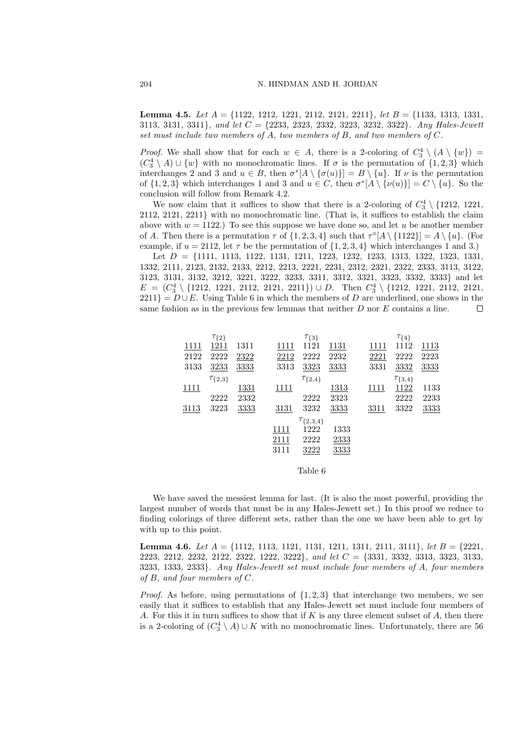**Lemma 4.5.** *Let $A = \{1122,\ 1212,\ 1221,\ 2112,\ 2121,\ 2211\}$, let $B = \{1133,\ 1313,\ 1331,\ 3113,\ 3131,\ 3311\}$, and let $C = \{2233,\ 2323,\ 2332,\ 3223,\ 3232,\ 3322\}$. Any Hales-Jewett set must include two members of $A$, two members of $B$, and two members of $C$.*

*Proof.* We shall show that for each $w \in A$, there is a 2-coloring of $C_3^4 \setminus (A \setminus \{w\}) = (C_3^4 \setminus A) \cup \{w\}$ with no monochromatic lines. If $\sigma$ is the permutation of $\{1, 2, 3\}$ which interchanges 2 and 3 and $u \in B$, then $\sigma^*[A \setminus \{\sigma(u)\}] = B \setminus \{u\}$. If $\nu$ is the permutation of $\{1, 2, 3\}$ which interchanges 1 and 3 and $u \in C$, then $\sigma^*[A \setminus \{\nu(u)\}] = C \setminus \{u\}$. So the conclusion will follow from Remark 4.2.

We now claim that it suffices to show that there is a 2-coloring of $C_3^4 \setminus \{1212,\ 1221,\ 2112,\ 2121,\ 2211\}$ with no monochromatic line. (That is, it suffices to establish the claim above with $w = 1122$.) To see this suppose we have done so, and let $u$ be another member of $A$. Then there is a permutation $\tau$ of $\{1, 2, 3, 4\}$ such that $\tau^\circ[A \setminus \{1122\}] = A \setminus \{u\}$. (For example, if $u = 2112$, let $\tau$ be the permutation of $\{1, 2, 3, 4\}$ which interchanges 1 and 3.)

Let $D = \{1111,\ 1113,\ 1122,\ 1131,\ 1211,\ 1223,\ 1232,\ 1233,\ 1313,\ 1322,\ 1323,\ 1331,\ 1332,\ 2111,\ 2123,\ 2132,\ 2133,\ 2212,\ 2213,\ 2221,\ 2231,\ 2312,\ 2321,\ 2322,\ 2333,\ 3113,\ 3122,\ 3123,\ 3131,\ 3132,\ 3212,\ 3221,\ 3222,\ 3233,\ 3311,\ 3312,\ 3321,\ 3323,\ 3332,\ 3333\}$ and let $E = (C_3^4 \setminus \{1212,\ 1221,\ 2112,\ 2121,\ 2211\}) \cup D$. Then $C_3^4 \setminus \{1212,\ 1221,\ 2112,\ 2121,\ 2211\} = D \cup E$. Using Table 6 in which the members of $D$ are underlined, one shows in the same fashion as in the previous few lemmas that neither $D$ nor $E$ contains a line. $\square$

| | $\tau_{\{2\}}$ | |
|---|---|---|
| <u>1111</u> | <u>1211</u> | 1311 |
| 2122 | 2222 | <u>2322</u> |
| 3133 | <u>3233</u> | <u>3333</u> |

| | $\tau_{\{3\}}$ | |
|---|---|---|
| <u>1111</u> | 1121 | <u>1131</u> |
| <u>2212</u> | 2222 | 2232 |
| 3313 | <u>3323</u> | <u>3333</u> |

| | $\tau_{\{4\}}$ | |
|---|---|---|
| <u>1111</u> | 1112 | <u>1113</u> |
| <u>2221</u> | 2222 | 2223 |
| 3331 | <u>3332</u> | <u>3333</u> |

| | $\tau_{\{2,3\}}$ | |
|---|---|---|
| <u>1111</u> | | <u>1331</u> |
| | 2222 | 2332 |
| <u>3113</u> | 3223 | <u>3333</u> |

| | $\tau_{\{2,4\}}$ | |
|---|---|---|
| <u>1111</u> | | <u>1313</u> |
| | 2222 | 2323 |
| <u>3131</u> | 3232 | <u>3333</u> |

| | $\tau_{\{3,4\}}$ | |
|---|---|---|
| <u>1111</u> | <u>1122</u> | 1133 |
| | 2222 | 2233 |
| <u>3311</u> | 3322 | <u>3333</u> |

| | $\tau_{\{2,3,4\}}$ | |
|---|---|---|
| <u>1111</u> | 1222 | 1333 |
| <u>2111</u> | 2222 | <u>2333</u> |
| 3111 | <u>3222</u> | <u>3333</u> |

Table 6

We have saved the messiest lemma for last. (It is also the most powerful, providing the largest number of words that must be in any Hales-Jewett set.) In this proof we reduce to finding colorings of three different sets, rather than the one we have been able to get by with up to this point.

**Lemma 4.6.** *Let $A = \{1112,\ 1113,\ 1121,\ 1131,\ 1211,\ 1311,\ 2111,\ 3111\}$, let $B = \{2221,\ 2223,\ 2212,\ 2232,\ 2122,\ 2322,\ 1222,\ 3222\}$, and let $C = \{3331,\ 3332,\ 3313,\ 3323,\ 3133,\ 3233,\ 1333,\ 2333\}$. Any Hales-Jewett set must include four members of $A$, four members of $B$, and four members of $C$.*

*Proof.* As before, using permutations of $\{1, 2, 3\}$ that interchange two members, we see easily that it suffices to establish that any Hales-Jewett set must include four members of $A$. For this it in turn suffices to show that if $K$ is any three element subset of $A$, then there is a 2-coloring of $(C_3^4 \setminus A) \cup K$ with no monochromatic lines. Unfortunately, there are 56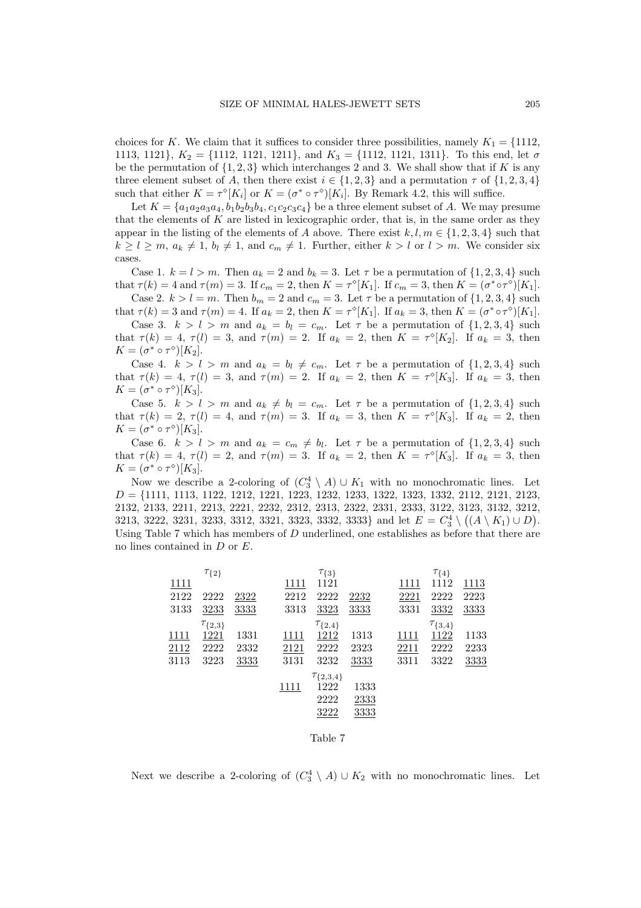choices for $K$. We claim that it suffices to consider three possibilities, namely $K_1 = \{1112, 1113, 1121\}$, $K_2 = \{1112, 1121, 1211\}$, and $K_3 = \{1112, 1121, 1311\}$. To this end, let $\sigma$ be the permutation of $\{1, 2, 3\}$ which interchanges 2 and 3. We shall show that if $K$ is any three element subset of $A$, then there exist $i \in \{1, 2, 3\}$ and a permutation $\tau$ of $\{1, 2, 3, 4\}$ such that either $K = \tau^\diamond[K_i]$ or $K = (\sigma^* \circ \tau^\diamond)[K_i]$. By Remark 4.2, this will suffice.

Let $K = \{a_1a_2a_3a_4, b_1b_2b_3b_4, c_1c_2c_3c_4\}$ be a three element subset of $A$. We may presume that the elements of $K$ are listed in lexicographic order, that is, in the same order as they appear in the listing of the elements of $A$ above. There exist $k, l, m \in \{1, 2, 3, 4\}$ such that $k \geq l \geq m$, $a_k \neq 1$, $b_l \neq 1$, and $c_m \neq 1$. Further, either $k > l$ or $l > m$. We consider six cases.

Case 1. $k = l > m$. Then $a_k = 2$ and $b_k = 3$. Let $\tau$ be a permutation of $\{1, 2, 3, 4\}$ such that $\tau(k) = 4$ and $\tau(m) = 3$. If $c_m = 2$, then $K = \tau^\diamond[K_1]$. If $c_m = 3$, then $K = (\sigma^* \circ \tau^\diamond)[K_1]$.

Case 2. $k > l = m$. Then $b_m = 2$ and $c_m = 3$. Let $\tau$ be a permutation of $\{1, 2, 3, 4\}$ such that $\tau(k) = 3$ and $\tau(m) = 4$. If $a_k = 2$, then $K = \tau^\diamond[K_1]$. If $a_k = 3$, then $K = (\sigma^* \circ \tau^\diamond)[K_1]$.

Case 3. $k > l > m$ and $a_k = b_l = c_m$. Let $\tau$ be a permutation of $\{1, 2, 3, 4\}$ such that $\tau(k) = 4$, $\tau(l) = 3$, and $\tau(m) = 2$. If $a_k = 2$, then $K = \tau^\diamond[K_2]$. If $a_k = 3$, then $K = (\sigma^* \circ \tau^\diamond)[K_2]$.

Case 4. $k > l > m$ and $a_k = b_l \neq c_m$. Let $\tau$ be a permutation of $\{1, 2, 3, 4\}$ such that $\tau(k) = 4$, $\tau(l) = 3$, and $\tau(m) = 2$. If $a_k = 2$, then $K = \tau^\diamond[K_3]$. If $a_k = 3$, then $K = (\sigma^* \circ \tau^\diamond)[K_3]$.

Case 5. $k > l > m$ and $a_k \neq b_l = c_m$. Let $\tau$ be a permutation of $\{1, 2, 3, 4\}$ such that $\tau(k) = 2$, $\tau(l) = 4$, and $\tau(m) = 3$. If $a_k = 3$, then $K = \tau^\diamond[K_3]$. If $a_k = 2$, then $K = (\sigma^* \circ \tau^\diamond)[K_3]$.

Case 6. $k > l > m$ and $a_k = c_m \neq b_l$. Let $\tau$ be a permutation of $\{1, 2, 3, 4\}$ such that $\tau(k) = 4$, $\tau(l) = 2$, and $\tau(m) = 3$. If $a_k = 2$, then $K = \tau^\diamond[K_3]$. If $a_k = 3$, then $K = (\sigma^* \circ \tau^\diamond)[K_3]$.

Now we describe a 2-coloring of $(C_3^4 \setminus A) \cup K_1$ with no monochromatic lines. Let $D = \{1111, 1113, 1122, 1212, 1221, 1223, 1232, 1233, 1322, 1323, 1332, 2112, 2121, 2123, 2132, 2133, 2211, 2213, 2221, 2232, 2312, 2313, 2322, 2331, 2333, 3122, 3123, 3132, 3212, 3213, 3222, 3231, 3233, 3312, 3321, 3323, 3332, 3333\}$ and let $E = C_3^4 \setminus \big((A \setminus K_1) \cup D\big)$. Using Table 7 which has members of $D$ underlined, one establishes as before that there are no lines contained in $D$ or $E$.

| | $\tau_{\{2\}}$ | | | $\tau_{\{3\}}$ | | | $\tau_{\{4\}}$ | |
|---|---|---|---|---|---|---|---|---|
| <u>1111</u> | | | <u>1111</u> | 1121 | | <u>1111</u> | 1112 | <u>1113</u> |
| 2122 | 2222 | <u>2322</u> | 2212 | 2222 | <u>2232</u> | <u>2221</u> | 2222 | 2223 |
| 3133 | <u>3233</u> | <u>3333</u> | 3313 | <u>3323</u> | <u>3333</u> | 3331 | <u>3332</u> | <u>3333</u> |
| | $\tau_{\{2,3\}}$ | | | $\tau_{\{2,4\}}$ | | | $\tau_{\{3,4\}}$ | |
| <u>1111</u> | <u>1221</u> | 1331 | <u>1111</u> | <u>1212</u> | 1313 | <u>1111</u> | <u>1122</u> | 1133 |
| <u>2112</u> | 2222 | 2332 | <u>2121</u> | 2222 | 2323 | <u>2211</u> | 2222 | 2233 |
| 3113 | 3223 | <u>3333</u> | 3131 | 3232 | <u>3333</u> | 3311 | 3322 | <u>3333</u> |
| | | | | $\tau_{\{2,3,4\}}$ | | | | |
| | | | <u>1111</u> | 1222 | 1333 | | | |
| | | | | 2222 | <u>2333</u> | | | |
| | | | | <u>3222</u> | <u>3333</u> | | | |

Table 7

Next we describe a 2-coloring of $(C_3^4 \setminus A) \cup K_2$ with no monochromatic lines. Let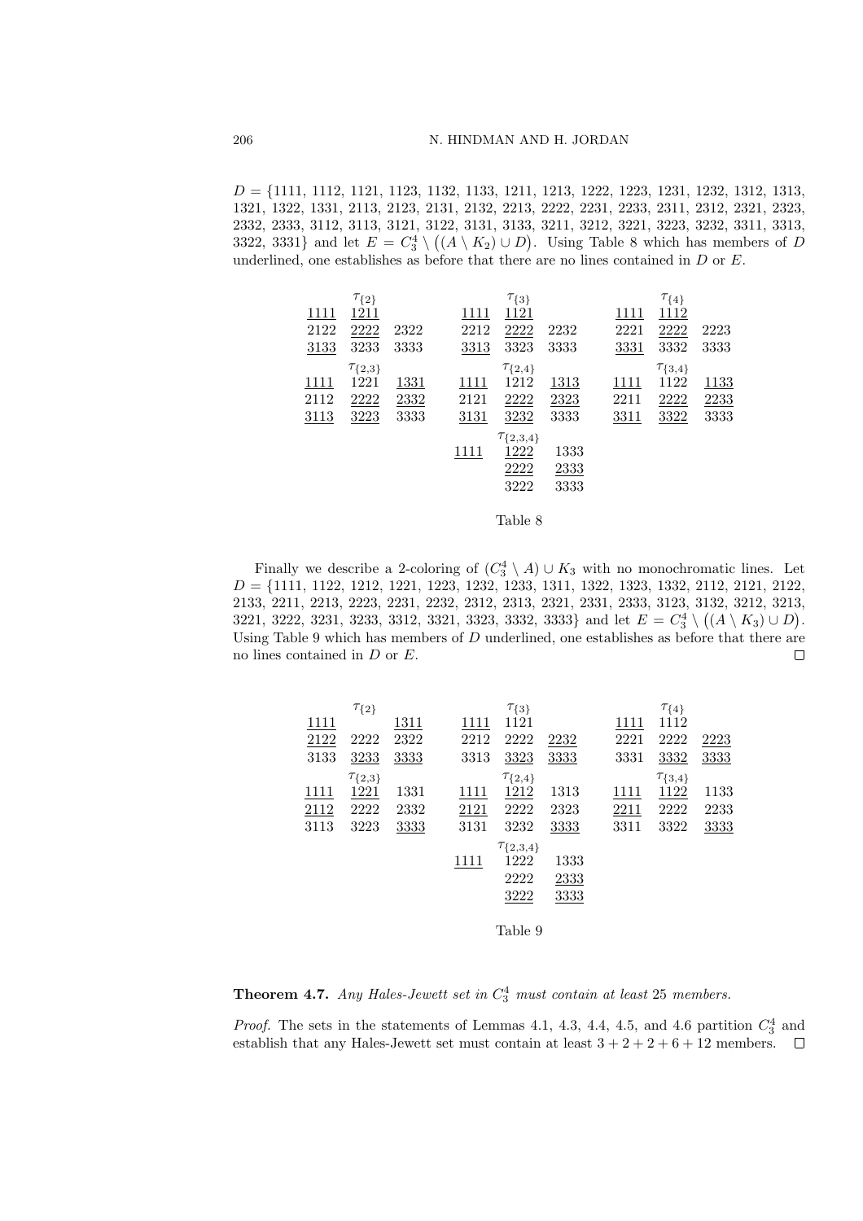$D = \{$1111, 1112, 1121, 1123, 1132, 1133, 1211, 1213, 1222, 1223, 1231, 1232, 1312, 1313, 1321, 1322, 1331, 2113, 2123, 2131, 2132, 2213, 2222, 2231, 2233, 2311, 2312, 2321, 2323, 2332, 2333, 3112, 3113, 3121, 3122, 3131, 3133, 3211, 3212, 3221, 3223, 3232, 3311, 3313, 3322, 3331$\}$ and let $E = C_3^4 \setminus \big((A \setminus K_2) \cup D\big)$. Using Table 8 which has members of $D$ underlined, one establishes as before that there are no lines contained in $D$ or $E$.

| | $\tau_{\{2\}}$ | | | $\tau_{\{3\}}$ | | | $\tau_{\{4\}}$ | |
|---|---|---|---|---|---|---|---|---|
| <u>1111</u> | <u>1211</u> | | <u>1111</u> | <u>1121</u> | | <u>1111</u> | <u>1112</u> | |
| 2122 | <u>2222</u> | 2322 | 2212 | <u>2222</u> | 2232 | 2221 | <u>2222</u> | 2223 |
| <u>3133</u> | 3233 | 3333 | <u>3313</u> | 3323 | 3333 | <u>3331</u> | 3332 | 3333 |
| | $\tau_{\{2,3\}}$ | | | $\tau_{\{2,4\}}$ | | | $\tau_{\{3,4\}}$ | |
| <u>1111</u> | 1221 | <u>1331</u> | <u>1111</u> | 1212 | <u>1313</u> | <u>1111</u> | 1122 | <u>1133</u> |
| 2112 | <u>2222</u> | <u>2332</u> | 2121 | <u>2222</u> | <u>2323</u> | 2211 | <u>2222</u> | <u>2233</u> |
| <u>3113</u> | <u>3223</u> | 3333 | <u>3131</u> | <u>3232</u> | 3333 | <u>3311</u> | <u>3322</u> | 3333 |
| | | | | $\tau_{\{2,3,4\}}$ | | | | |
| | | | <u>1111</u> | <u>1222</u> | 1333 | | | |
| | | | | <u>2222</u> | <u>2333</u> | | | |
| | | | | 3222 | 3333 | | | |

Table 8

Finally we describe a 2-coloring of $(C_3^4 \setminus A) \cup K_3$ with no monochromatic lines. Let $D = \{$1111, 1122, 1212, 1221, 1223, 1232, 1233, 1311, 1322, 1323, 1332, 2112, 2121, 2122, 2133, 2211, 2213, 2223, 2231, 2232, 2312, 2313, 2321, 2331, 2333, 3123, 3132, 3212, 3213, 3221, 3222, 3231, 3233, 3312, 3321, 3323, 3332, 3333$\}$ and let $E = C_3^4 \setminus \big((A \setminus K_3) \cup D\big)$. Using Table 9 which has members of $D$ underlined, one establishes as before that there are no lines contained in $D$ or $E$. $\square$

| | $\tau_{\{2\}}$ | | | $\tau_{\{3\}}$ | | | $\tau_{\{4\}}$ | |
|---|---|---|---|---|---|---|---|---|
| <u>1111</u> | | <u>1311</u> | <u>1111</u> | 1121 | | <u>1111</u> | 1112 | |
| <u>2122</u> | 2222 | 2322 | 2212 | 2222 | <u>2232</u> | 2221 | 2222 | <u>2223</u> |
| 3133 | <u>3233</u> | <u>3333</u> | 3313 | <u>3323</u> | <u>3333</u> | 3331 | <u>3332</u> | <u>3333</u> |
| | $\tau_{\{2,3\}}$ | | | $\tau_{\{2,4\}}$ | | | $\tau_{\{3,4\}}$ | |
| <u>1111</u> | <u>1221</u> | 1331 | <u>1111</u> | <u>1212</u> | 1313 | <u>1111</u> | <u>1122</u> | 1133 |
| <u>2112</u> | 2222 | 2332 | <u>2121</u> | 2222 | 2323 | <u>2211</u> | 2222 | 2233 |
| 3113 | 3223 | <u>3333</u> | 3131 | 3232 | <u>3333</u> | 3311 | 3322 | <u>3333</u> |
| | | | | $\tau_{\{2,3,4\}}$ | | | | |
| | | | <u>1111</u> | 1222 | 1333 | | | |
| | | | | 2222 | <u>2333</u> | | | |
| | | | | <u>3222</u> | <u>3333</u> | | | |

Table 9

**Theorem 4.7.** *Any Hales-Jewett set in $C_3^4$ must contain at least* 25 *members.*

*Proof.* The sets in the statements of Lemmas 4.1, 4.3, 4.4, 4.5, and 4.6 partition $C_3^4$ and establish that any Hales-Jewett set must contain at least $3 + 2 + 2 + 6 + 12$ members. $\square$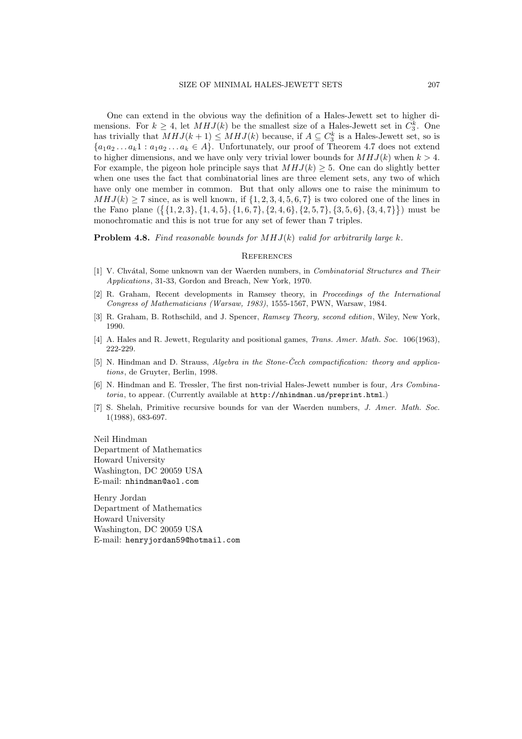One can extend in the obvious way the definition of a Hales-Jewett set to higher dimensions. For $k \geq 4$, let $MHJ(k)$ be the smallest size of a Hales-Jewett set in $C_3^k$. One has trivially that $MHJ(k+1) \leq MHJ(k)$ because, if $A \subseteq C_3^k$ is a Hales-Jewett set, so is $\{a_1 a_2 \ldots a_k 1 : a_1 a_2 \ldots a_k \in A\}$. Unfortunately, our proof of Theorem 4.7 does not extend to higher dimensions, and we have only very trivial lower bounds for $MHJ(k)$ when $k > 4$. For example, the pigeon hole principle says that $MHJ(k) \geq 5$. One can do slightly better when one uses the fact that combinatorial lines are three element sets, any two of which have only one member in common. But that only allows one to raise the minimum to $MHJ(k) \geq 7$ since, as is well known, if $\{1,2,3,4,5,6,7\}$ is two colored one of the lines in the Fano plane $(\{\{1,2,3\},\{1,4,5\},\{1,6,7\},\{2,4,6\},\{2,5,7\},\{3,5,6\},\{3,4,7\}\})$ must be monochromatic and this is not true for any set of fewer than 7 triples.

**Problem 4.8.** *Find reasonable bounds for $MHJ(k)$ valid for arbitrarily large $k$.*

## References

[1] V. Chvátal, Some unknown van der Waerden numbers, in *Combinatorial Structures and Their Applications*, 31-33, Gordon and Breach, New York, 1970.

[2] R. Graham, Recent developments in Ramsey theory, in *Proceedings of the International Congress of Mathematicians (Warsaw, 1983)*, 1555-1567, PWN, Warsaw, 1984.

[3] R. Graham, B. Rothschild, and J. Spencer, *Ramsey Theory, second edition*, Wiley, New York, 1990.

[4] A. Hales and R. Jewett, Regularity and positional games, *Trans. Amer. Math. Soc.* 106(1963), 222-229.

[5] N. Hindman and D. Strauss, *Algebra in the Stone-Čech compactification: theory and applications*, de Gruyter, Berlin, 1998.

[6] N. Hindman and E. Tressler, The first non-trivial Hales-Jewett number is four, *Ars Combinatoria*, to appear. (Currently available at `http://nhindman.us/preprint.html`.)

[7] S. Shelah, Primitive recursive bounds for van der Waerden numbers, *J. Amer. Math. Soc.* 1(1988), 683-697.

Neil Hindman
Department of Mathematics
Howard University
Washington, DC 20059 USA
E-mail: `nhindman@aol.com`

Henry Jordan
Department of Mathematics
Howard University
Washington, DC 20059 USA
E-mail: `henryjordan59@hotmail.com`